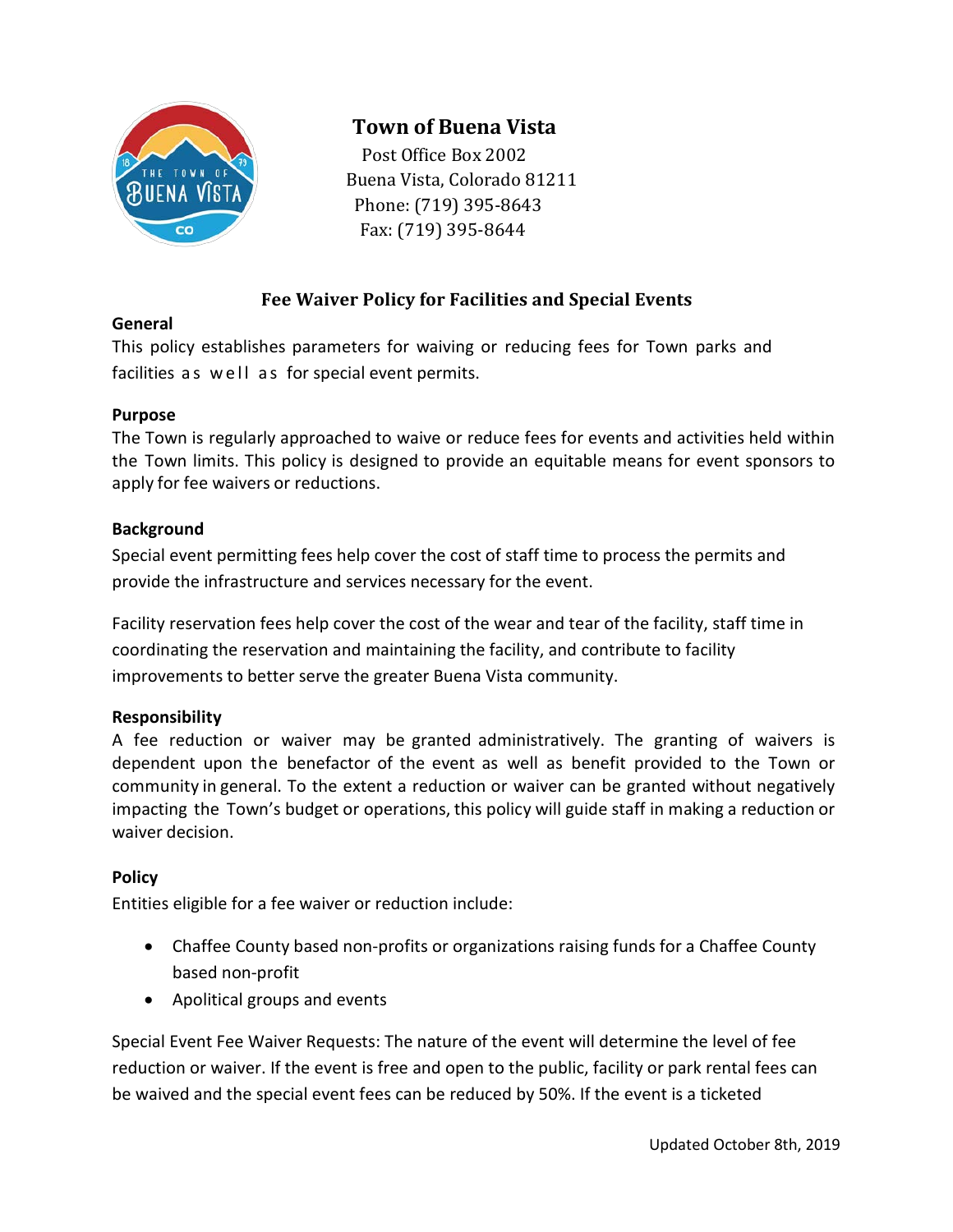# Town of Buena Vista

Post Office Box 2002
Buena Vista, Colorado 81211
Phone: (719) 395-8643
Fax: (719) 395-8644

## Fee Waiver Policy for Facilities and Special Events

### General

This policy establishes parameters for waiving or reducing fees for Town parks and facilities as well as for special event permits.

### Purpose

The Town is regularly approached to waive or reduce fees for events and activities held within the Town limits. This policy is designed to provide an equitable means for event sponsors to apply for fee waivers or reductions.

### Background

Special event permitting fees help cover the cost of staff time to process the permits and provide the infrastructure and services necessary for the event.

Facility reservation fees help cover the cost of the wear and tear of the facility, staff time in coordinating the reservation and maintaining the facility, and contribute to facility improvements to better serve the greater Buena Vista community.

### Responsibility

A fee reduction or waiver may be granted administratively. The granting of waivers is dependent upon the benefactor of the event as well as benefit provided to the Town or community in general. To the extent a reduction or waiver can be granted without negatively impacting the Town's budget or operations, this policy will guide staff in making a reduction or waiver decision.

### Policy

Entities eligible for a fee waiver or reduction include:

- Chaffee County based non-profits or organizations raising funds for a Chaffee County based non-profit
- Apolitical groups and events

Special Event Fee Waiver Requests: The nature of the event will determine the level of fee reduction or waiver. If the event is free and open to the public, facility or park rental fees can be waived and the special event fees can be reduced by 50%. If the event is a ticketed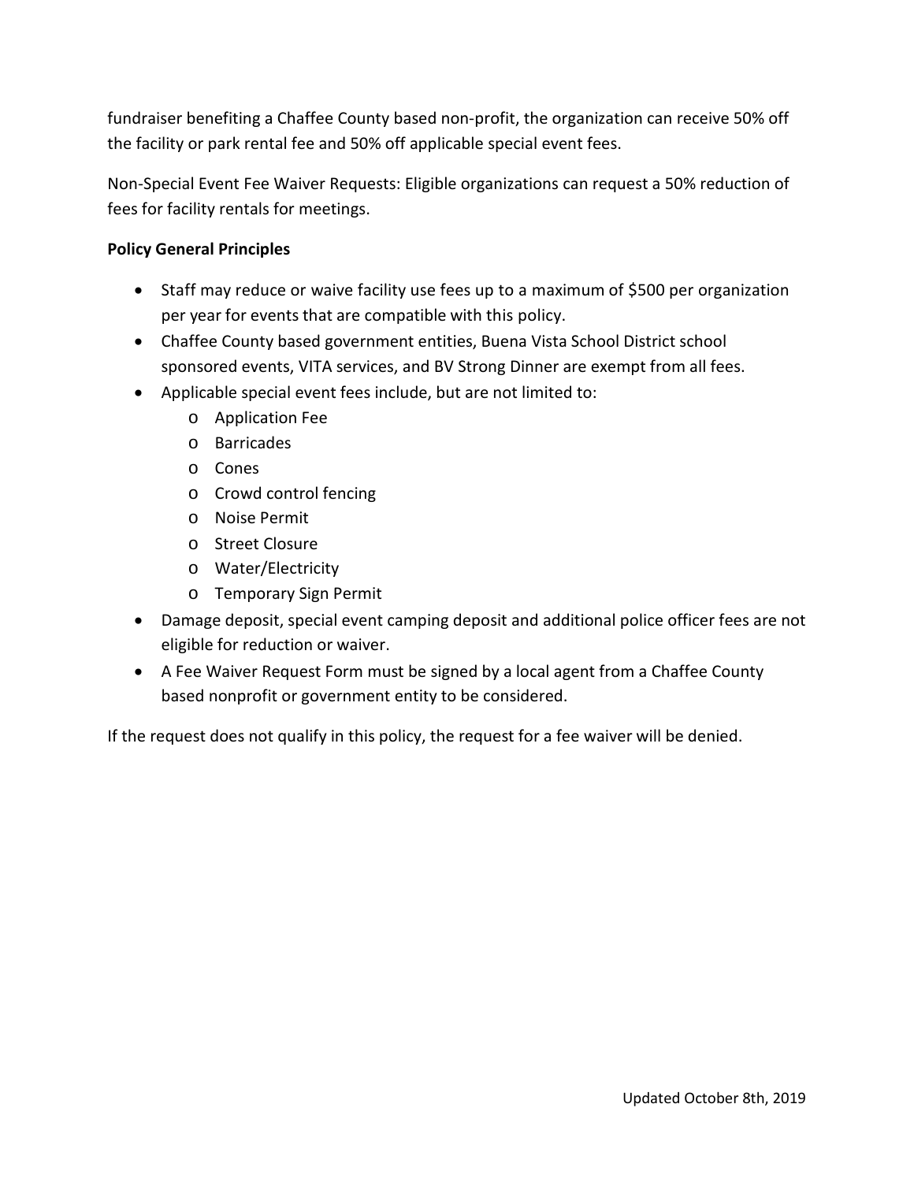fundraiser benefiting a Chaffee County based non-profit, the organization can receive 50% off the facility or park rental fee and 50% off applicable special event fees.

Non-Special Event Fee Waiver Requests: Eligible organizations can request a 50% reduction of fees for facility rentals for meetings.

**Policy General Principles**

- Staff may reduce or waive facility use fees up to a maximum of $500 per organization per year for events that are compatible with this policy.
- Chaffee County based government entities, Buena Vista School District school sponsored events, VITA services, and BV Strong Dinner are exempt from all fees.
- Applicable special event fees include, but are not limited to:
  - Application Fee
  - Barricades
  - Cones
  - Crowd control fencing
  - Noise Permit
  - Street Closure
  - Water/Electricity
  - Temporary Sign Permit
- Damage deposit, special event camping deposit and additional police officer fees are not eligible for reduction or waiver.
- A Fee Waiver Request Form must be signed by a local agent from a Chaffee County based nonprofit or government entity to be considered.

If the request does not qualify in this policy, the request for a fee waiver will be denied.

Updated October 8th, 2019